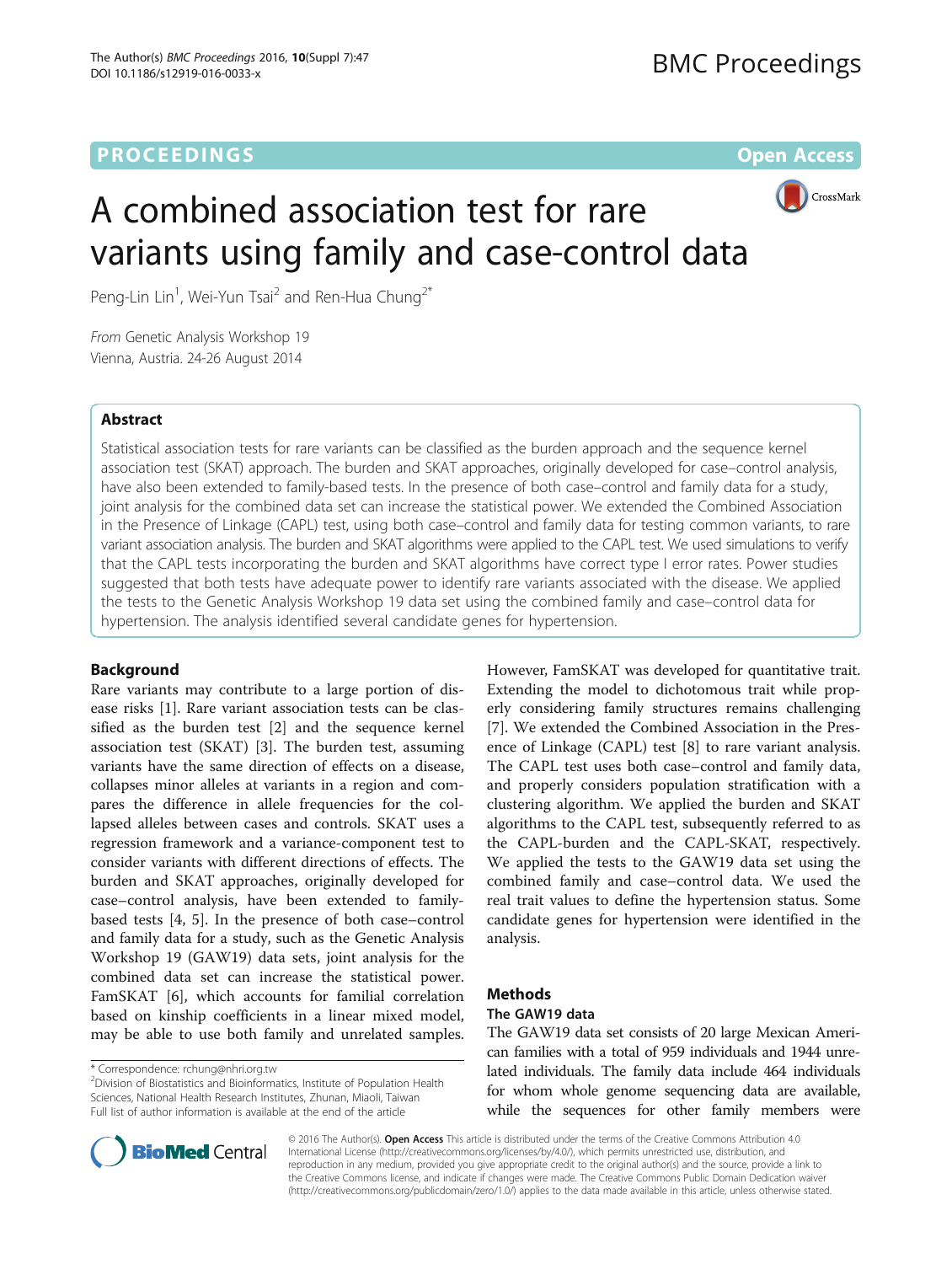PROCEEDINGS | Open Access

# A combined association test for rare variants using family and case-control data

Peng-Lin Lin[1], Wei-Yun Tsai[2] and Ren-Hua Chung[2*]

*From* Genetic Analysis Workshop 19
Vienna, Austria. 24-26 August 2014

## Abstract

Statistical association tests for rare variants can be classified as the burden approach and the sequence kernel association test (SKAT) approach. The burden and SKAT approaches, originally developed for case–control analysis, have also been extended to family-based tests. In the presence of both case–control and family data for a study, joint analysis for the combined data set can increase the statistical power. We extended the Combined Association in the Presence of Linkage (CAPL) test, using both case–control and family data for testing common variants, to rare variant association analysis. The burden and SKAT algorithms were applied to the CAPL test. We used simulations to verify that the CAPL tests incorporating the burden and SKAT algorithms have correct type I error rates. Power studies suggested that both tests have adequate power to identify rare variants associated with the disease. We applied the tests to the Genetic Analysis Workshop 19 data set using the combined family and case–control data for hypertension. The analysis identified several candidate genes for hypertension.

## Background

Rare variants may contribute to a large portion of disease risks [1]. Rare variant association tests can be classified as the burden test [2] and the sequence kernel association test (SKAT) [3]. The burden test, assuming variants have the same direction of effects on a disease, collapses minor alleles at variants in a region and compares the difference in allele frequencies for the collapsed alleles between cases and controls. SKAT uses a regression framework and a variance-component test to consider variants with different directions of effects. The burden and SKAT approaches, originally developed for case–control analysis, have been extended to family-based tests [4, 5]. In the presence of both case–control and family data for a study, such as the Genetic Analysis Workshop 19 (GAW19) data sets, joint analysis for the combined data set can increase the statistical power. FamSKAT [6], which accounts for familial correlation based on kinship coefficients in a linear mixed model, may be able to use both family and unrelated samples. However, FamSKAT was developed for quantitative trait. Extending the model to dichotomous trait while properly considering family structures remains challenging [7]. We extended the Combined Association in the Presence of Linkage (CAPL) test [8] to rare variant analysis. The CAPL test uses both case–control and family data, and properly considers population stratification with a clustering algorithm. We applied the burden and SKAT algorithms to the CAPL test, subsequently referred to as the CAPL-burden and the CAPL-SKAT, respectively. We applied the tests to the GAW19 data set using the combined family and case–control data. We used the real trait values to define the hypertension status. Some candidate genes for hypertension were identified in the analysis.

## Methods

### The GAW19 data

The GAW19 data set consists of 20 large Mexican American families with a total of 959 individuals and 1944 unrelated individuals. The family data include 464 individuals for whom whole genome sequencing data are available, while the sequences for other family members were

\* Correspondence: rchung@nhri.org.tw
[2]Division of Biostatistics and Bioinformatics, Institute of Population Health Sciences, National Health Research Institutes, Zhunan, Miaoli, Taiwan
Full list of author information is available at the end of the article

© 2016 The Author(s). **Open Access** This article is distributed under the terms of the Creative Commons Attribution 4.0 International License (http://creativecommons.org/licenses/by/4.0/), which permits unrestricted use, distribution, and reproduction in any medium, provided you give appropriate credit to the original author(s) and the source, provide a link to the Creative Commons license, and indicate if changes were made. The Creative Commons Public Domain Dedication waiver (http://creativecommons.org/publicdomain/zero/1.0/) applies to the data made available in this article, unless otherwise stated.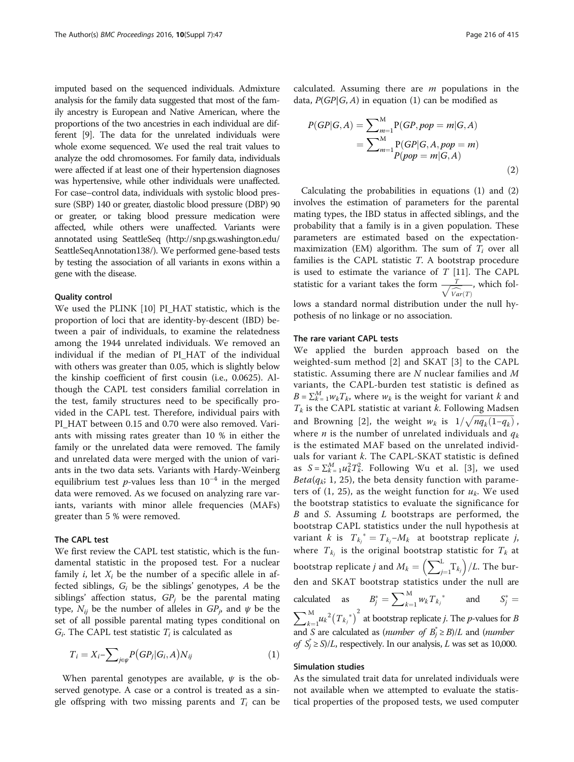imputed based on the sequenced individuals. Admixture analysis for the family data suggested that most of the family ancestry is European and Native American, where the proportions of the two ancestries in each individual are different [9]. The data for the unrelated individuals were whole exome sequenced. We used the real trait values to analyze the odd chromosomes. For family data, individuals were affected if at least one of their hypertension diagnoses was hypertensive, while other individuals were unaffected. For case–control data, individuals with systolic blood pressure (SBP) 140 or greater, diastolic blood pressure (DBP) 90 or greater, or taking blood pressure medication were affected, while others were unaffected. Variants were annotated using SeattleSeq (http://snp.gs.washington.edu/SeattleSeqAnnotation138/). We performed gene-based tests by testing the association of all variants in exons within a gene with the disease.

### Quality control

We used the PLINK [10] PI_HAT statistic, which is the proportion of loci that are identity-by-descent (IBD) between a pair of individuals, to examine the relatedness among the 1944 unrelated individuals. We removed an individual if the median of PI_HAT of the individual with others was greater than 0.05, which is slightly below the kinship coefficient of first cousin (i.e., 0.0625). Although the CAPL test considers familial correlation in the test, family structures need to be specifically provided in the CAPL test. Therefore, individual pairs with PI_HAT between 0.15 and 0.70 were also removed. Variants with missing rates greater than 10 % in either the family or the unrelated data were removed. The family and unrelated data were merged with the union of variants in the two data sets. Variants with Hardy-Weinberg equilibrium test *p*-values less than $10^{-4}$ in the merged data were removed. As we focused on analyzing rare variants, variants with minor allele frequencies (MAFs) greater than 5 % were removed.

### The CAPL test

We first review the CAPL test statistic, which is the fundamental statistic in the proposed test. For a nuclear family $i$, let $X_i$ be the number of a specific allele in affected siblings, $G_i$ be the siblings' genotypes, $A$ be the siblings' affection status, $GP_j$ be the parental mating type, $N_{ij}$ be the number of alleles in $GP_j$, and $\psi$ be the set of all possible parental mating types conditional on $G_i$. The CAPL test statistic $T_i$ is calculated as

$$T_i = X_i - \sum_{j\in\psi} P(GP_j|G_i, A)N_{ij} \tag{1}$$

When parental genotypes are available, $\psi$ is the observed genotype. A case or a control is treated as a single offspring with two missing parents and $T_i$ can be calculated. Assuming there are $m$ populations in the data, $P(GP|G, A)$ in equation (1) can be modified as

$$\begin{aligned} P(GP|G,A) &= \sum_{m=1}^{M} P(GP, pop = m|G,A) \\ &= \sum_{m=1}^{M} P(GP|G,A,pop = m)P(pop = m|G,A) \end{aligned} \tag{2}$$

Calculating the probabilities in equations (1) and (2) involves the estimation of parameters for the parental mating types, the IBD status in affected siblings, and the probability that a family is in a given population. These parameters are estimated based on the expectation-maximization (EM) algorithm. The sum of $T_i$ over all families is the CAPL statistic $T$. A bootstrap procedure is used to estimate the variance of $T$ [11]. The CAPL statistic for a variant takes the form $\frac{T}{\sqrt{\widehat{Var}(T)}}$, which follows a standard normal distribution under the null hypothesis of no linkage or no association.

### The rare variant CAPL tests

We applied the burden approach based on the weighted-sum method [2] and SKAT [3] to the CAPL statistic. Assuming there are $N$ nuclear families and $M$ variants, the CAPL-burden test statistic is defined as $B = \sum_{k=1}^{M} w_k T_k$, where $w_k$ is the weight for variant $k$ and $T_k$ is the CAPL statistic at variant $k$. Following Madsen and Browning [2], the weight $w_k$ is $1/\sqrt{nq_k(1-q_k)}$, where $n$ is the number of unrelated individuals and $q_k$ is the estimated MAF based on the unrelated individuals for variant $k$. The CAPL-SKAT statistic is defined as $S = \sum_{k=1}^{M} u_k^2 T_k^2$. Following Wu et al. [3], we used $Beta(q_k; 1, 25)$, the beta density function with parameters of (1, 25), as the weight function for $u_k$. We used the bootstrap statistics to evaluate the significance for $B$ and $S$. Assuming $L$ bootstraps are performed, the bootstrap CAPL statistics under the null hypothesis at variant $k$ is $T_{k_j}{}^{*} = T_{k_j} - M_k$ at bootstrap replicate $j$, where $T_{k_j}$ is the original bootstrap statistic for $T_k$ at bootstrap replicate $j$ and $M_k = \left(\sum_{j=1}^{L} T_{k_j}\right)/L$. The burden and SKAT bootstrap statistics under the null are calculated as $B_j^* = \sum_{k=1}^{M} w_k T_{k_j}{}^{*}$ and $S_j^* = \sum_{k=1}^{M} u_k{}^2 \left(T_{k_j}{}^{*}\right)^2$ at bootstrap replicate $j$. The $p$-values for $B$ and $S$ are calculated as (*number of* $B_j^* \geq B$)/$L$ and (*number of* $S_j^* \geq S$)/$L$, respectively. In our analysis, $L$ was set as 10,000.

### Simulation studies

As the simulated trait data for unrelated individuals were not available when we attempted to evaluate the statistical properties of the proposed tests, we used computer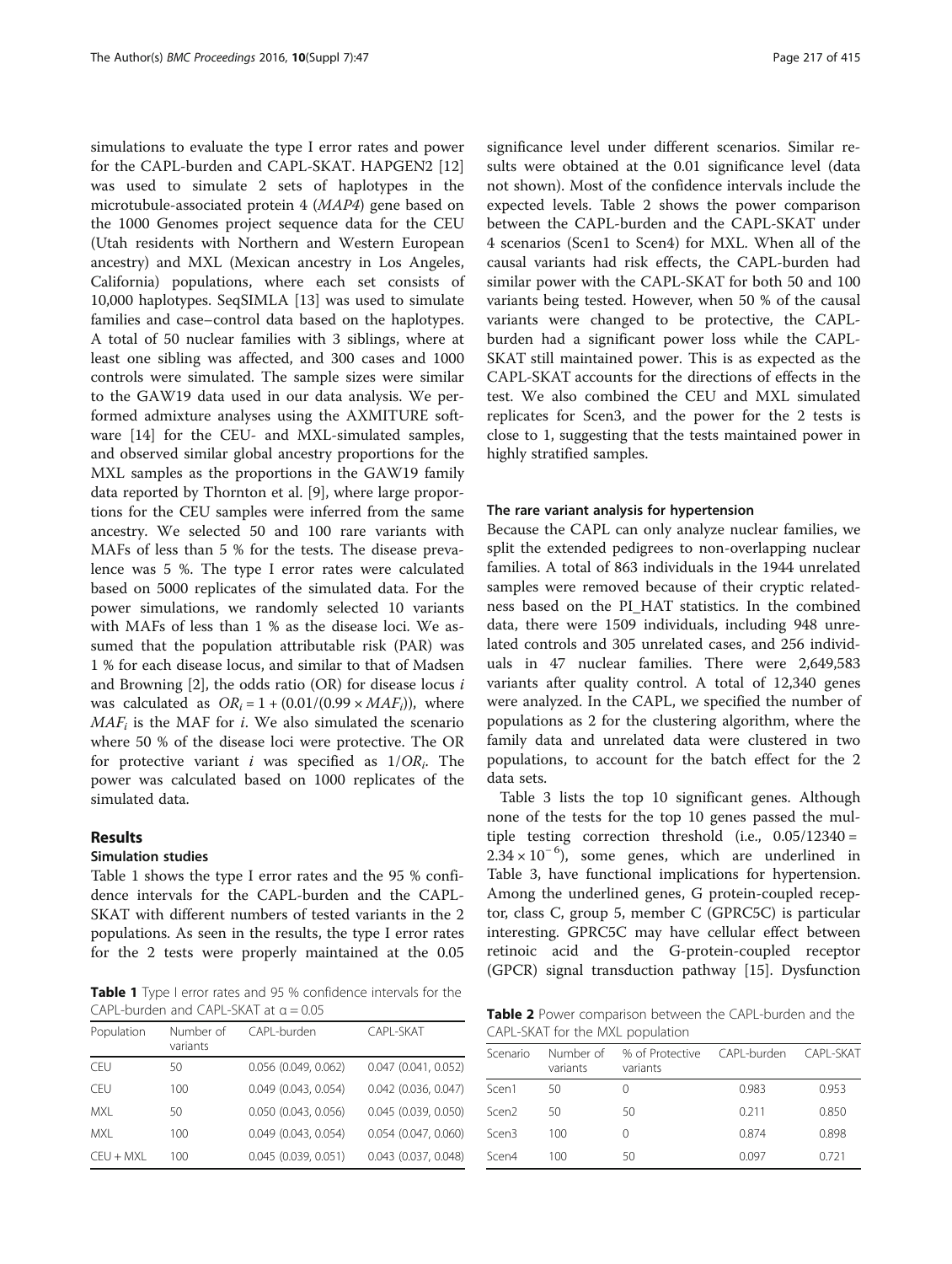simulations to evaluate the type I error rates and power for the CAPL-burden and CAPL-SKAT. HAPGEN2 [12] was used to simulate 2 sets of haplotypes in the microtubule-associated protein 4 (*MAP4*) gene based on the 1000 Genomes project sequence data for the CEU (Utah residents with Northern and Western European ancestry) and MXL (Mexican ancestry in Los Angeles, California) populations, where each set consists of 10,000 haplotypes. SeqSIMLA [13] was used to simulate families and case–control data based on the haplotypes. A total of 50 nuclear families with 3 siblings, where at least one sibling was affected, and 300 cases and 1000 controls were simulated. The sample sizes were similar to the GAW19 data used in our data analysis. We performed admixture analyses using the AXMITURE software [14] for the CEU- and MXL-simulated samples, and observed similar global ancestry proportions for the MXL samples as the proportions in the GAW19 family data reported by Thornton et al. [9], where large proportions for the CEU samples were inferred from the same ancestry. We selected 50 and 100 rare variants with MAFs of less than 5 % for the tests. The disease prevalence was 5 %. The type I error rates were calculated based on 5000 replicates of the simulated data. For the power simulations, we randomly selected 10 variants with MAFs of less than 1 % as the disease loci. We assumed that the population attributable risk (PAR) was 1 % for each disease locus, and similar to that of Madsen and Browning [2], the odds ratio (OR) for disease locus $i$ was calculated as $OR_i = 1 + (0.01/(0.99 \times MAF_i))$, where $MAF_i$ is the MAF for $i$. We also simulated the scenario where 50 % of the disease loci were protective. The OR for protective variant $i$ was specified as $1/OR_i$. The power was calculated based on 1000 replicates of the simulated data.

## Results

### Simulation studies

Table 1 shows the type I error rates and the 95 % confidence intervals for the CAPL-burden and the CAPL-SKAT with different numbers of tested variants in the 2 populations. As seen in the results, the type I error rates for the 2 tests were properly maintained at the 0.05 significance level under different scenarios. Similar results were obtained at the 0.01 significance level (data not shown). Most of the confidence intervals include the expected levels. Table 2 shows the power comparison between the CAPL-burden and the CAPL-SKAT under 4 scenarios (Scen1 to Scen4) for MXL. When all of the causal variants had risk effects, the CAPL-burden had similar power with the CAPL-SKAT for both 50 and 100 variants being tested. However, when 50 % of the causal variants were changed to be protective, the CAPL-burden had a significant power loss while the CAPL-SKAT still maintained power. This is as expected as the CAPL-SKAT accounts for the directions of effects in the test. We also combined the CEU and MXL simulated replicates for Scen3, and the power for the 2 tests is close to 1, suggesting that the tests maintained power in highly stratified samples.

**Table 1** Type I error rates and 95 % confidence intervals for the CAPL-burden and CAPL-SKAT at $\alpha = 0.05$

| Population | Number of variants | CAPL-burden | CAPL-SKAT |
|---|---|---|---|
| CEU | 50 | 0.056 (0.049, 0.062) | 0.047 (0.041, 0.052) |
| CEU | 100 | 0.049 (0.043, 0.054) | 0.042 (0.036, 0.047) |
| MXL | 50 | 0.050 (0.043, 0.056) | 0.045 (0.039, 0.050) |
| MXL | 100 | 0.049 (0.043, 0.054) | 0.054 (0.047, 0.060) |
| CEU + MXL | 100 | 0.045 (0.039, 0.051) | 0.043 (0.037, 0.048) |

**Table 2** Power comparison between the CAPL-burden and the CAPL-SKAT for the MXL population

| Scenario | Number of variants | % of Protective variants | CAPL-burden | CAPL-SKAT |
|---|---|---|---|---|
| Scen1 | 50 | 0 | 0.983 | 0.953 |
| Scen2 | 50 | 50 | 0.211 | 0.850 |
| Scen3 | 100 | 0 | 0.874 | 0.898 |
| Scen4 | 100 | 50 | 0.097 | 0.721 |

### The rare variant analysis for hypertension

Because the CAPL can only analyze nuclear families, we split the extended pedigrees to non-overlapping nuclear families. A total of 863 individuals in the 1944 unrelated samples were removed because of their cryptic relatedness based on the PI_HAT statistics. In the combined data, there were 1509 individuals, including 948 unrelated controls and 305 unrelated cases, and 256 individuals in 47 nuclear families. There were 2,649,583 variants after quality control. A total of 12,340 genes were analyzed. In the CAPL, we specified the number of populations as 2 for the clustering algorithm, where the family data and unrelated data were clustered in two populations, to account for the batch effect for the 2 data sets.

Table 3 lists the top 10 significant genes. Although none of the tests for the top 10 genes passed the multiple testing correction threshold (i.e., $0.05/12340 = 2.34 \times 10^{-6}$), some genes, which are underlined in Table 3, have functional implications for hypertension. Among the underlined genes, G protein-coupled receptor, class C, group 5, member C (GPRC5C) is particular interesting. GPRC5C may have cellular effect between retinoic acid and the G-protein-coupled receptor (GPCR) signal transduction pathway [15]. Dysfunction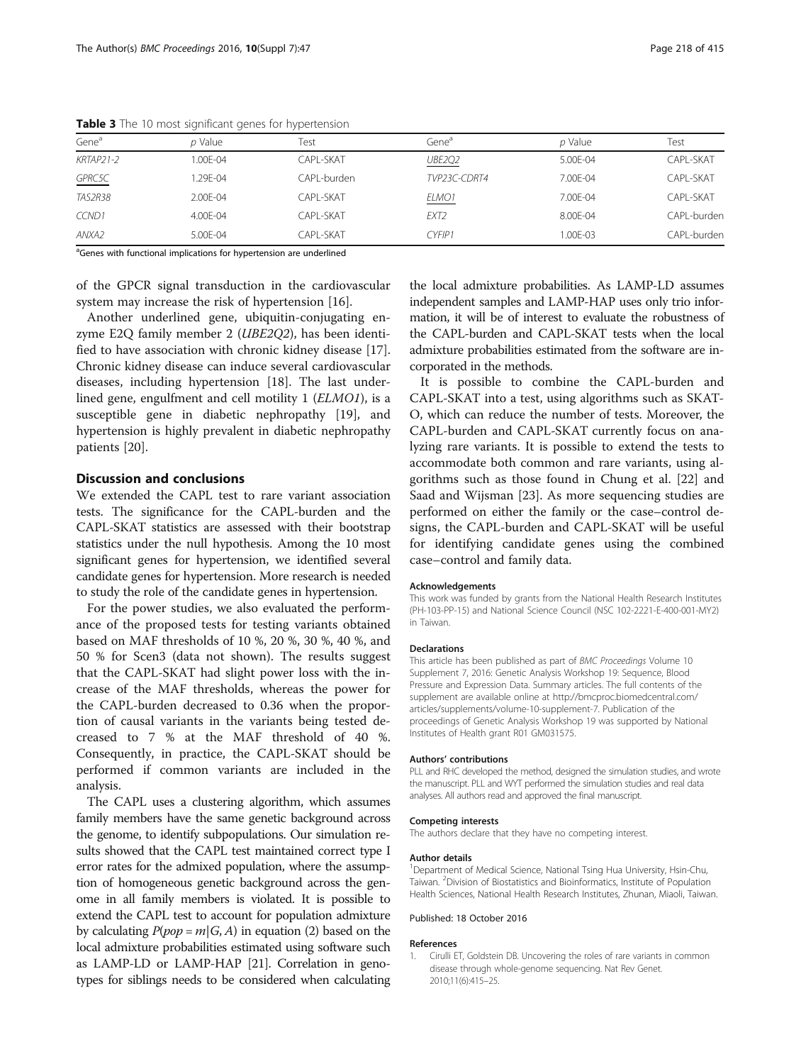**Table 3** The 10 most significant genes for hypertension

| Gene[a] | *p* Value | Test | Gene[a] | *p* Value | Test |
| --- | --- | --- | --- | --- | --- |
| *KRTAP21-2* | 1.00E-04 | CAPL-SKAT | <u>*UBE2Q2*</u> | 5.00E-04 | CAPL-SKAT |
| <u>*GPRC5C*</u> | 1.29E-04 | CAPL-burden | *TVP23C-CDRT4* | 7.00E-04 | CAPL-SKAT |
| *TAS2R38* | 2.00E-04 | CAPL-SKAT | <u>*ELMO1*</u> | 7.00E-04 | CAPL-SKAT |
| *CCND1* | 4.00E-04 | CAPL-SKAT | *EXT2* | 8.00E-04 | CAPL-burden |
| *ANXA2* | 5.00E-04 | CAPL-SKAT | *CYFIP1* | 1.00E-03 | CAPL-burden |

[a]Genes with functional implications for hypertension are underlined

of the GPCR signal transduction in the cardiovascular system may increase the risk of hypertension [16].

Another underlined gene, ubiquitin-conjugating enzyme E2Q family member 2 (*UBE2Q2*), has been identified to have association with chronic kidney disease [17]. Chronic kidney disease can induce several cardiovascular diseases, including hypertension [18]. The last underlined gene, engulfment and cell motility 1 (*ELMO1*), is a susceptible gene in diabetic nephropathy [19], and hypertension is highly prevalent in diabetic nephropathy patients [20].

## Discussion and conclusions

We extended the CAPL test to rare variant association tests. The significance for the CAPL-burden and the CAPL-SKAT statistics are assessed with their bootstrap statistics under the null hypothesis. Among the 10 most significant genes for hypertension, we identified several candidate genes for hypertension. More research is needed to study the role of the candidate genes in hypertension.

For the power studies, we also evaluated the performance of the proposed tests for testing variants obtained based on MAF thresholds of 10 %, 20 %, 30 %, 40 %, and 50 % for Scen3 (data not shown). The results suggest that the CAPL-SKAT had slight power loss with the increase of the MAF thresholds, whereas the power for the CAPL-burden decreased to 0.36 when the proportion of causal variants in the variants being tested decreased to 7 % at the MAF threshold of 40 %. Consequently, in practice, the CAPL-SKAT should be performed if common variants are included in the analysis.

The CAPL uses a clustering algorithm, which assumes family members have the same genetic background across the genome, to identify subpopulations. Our simulation results showed that the CAPL test maintained correct type I error rates for the admixed population, where the assumption of homogeneous genetic background across the genome in all family members is violated. It is possible to extend the CAPL test to account for population admixture by calculating $P(pop = m|G, A)$ in equation (2) based on the local admixture probabilities estimated using software such as LAMP-LD or LAMP-HAP [21]. Correlation in genotypes for siblings needs to be considered when calculating the local admixture probabilities. As LAMP-LD assumes independent samples and LAMP-HAP uses only trio information, it will be of interest to evaluate the robustness of the CAPL-burden and CAPL-SKAT tests when the local admixture probabilities estimated from the software are incorporated in the methods.

It is possible to combine the CAPL-burden and CAPL-SKAT into a test, using algorithms such as SKAT-O, which can reduce the number of tests. Moreover, the CAPL-burden and CAPL-SKAT currently focus on analyzing rare variants. It is possible to extend the tests to accommodate both common and rare variants, using algorithms such as those found in Chung et al. [22] and Saad and Wijsman [23]. As more sequencing studies are performed on either the family or the case–control designs, the CAPL-burden and CAPL-SKAT will be useful for identifying candidate genes using the combined case–control and family data.

#### Acknowledgements

This work was funded by grants from the National Health Research Institutes (PH-103-PP-15) and National Science Council (NSC 102-2221-E-400-001-MY2) in Taiwan.

#### Declarations

This article has been published as part of *BMC Proceedings* Volume 10 Supplement 7, 2016: Genetic Analysis Workshop 19: Sequence, Blood Pressure and Expression Data. Summary articles. The full contents of the supplement are available online at http://bmcproc.biomedcentral.com/articles/supplements/volume-10-supplement-7. Publication of the proceedings of Genetic Analysis Workshop 19 was supported by National Institutes of Health grant R01 GM031575.

#### Authors' contributions

PLL and RHC developed the method, designed the simulation studies, and wrote the manuscript. PLL and WYT performed the simulation studies and real data analyses. All authors read and approved the final manuscript.

#### Competing interests

The authors declare that they have no competing interest.

#### Author details

[1]Department of Medical Science, National Tsing Hua University, Hsin-Chu, Taiwan. [2]Division of Biostatistics and Bioinformatics, Institute of Population Health Sciences, National Health Research Institutes, Zhunan, Miaoli, Taiwan.

Published: 18 October 2016

#### References

1. Cirulli ET, Goldstein DB. Uncovering the roles of rare variants in common disease through whole-genome sequencing. Nat Rev Genet. 2010;11(6):415–25.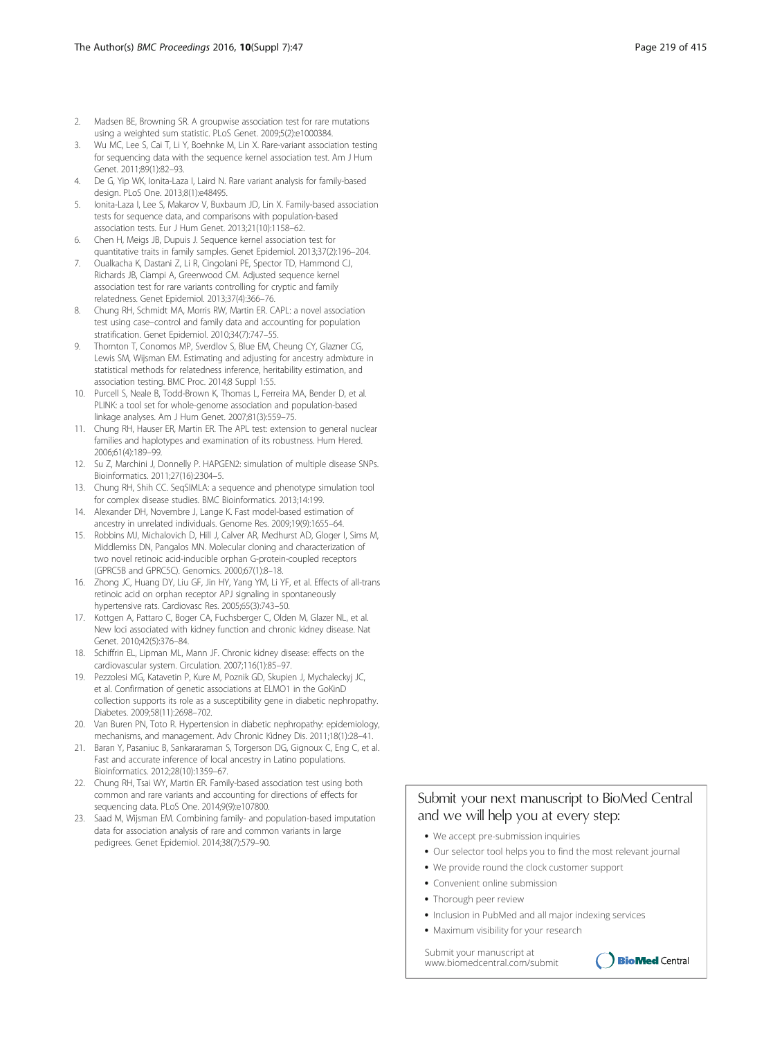2. Madsen BE, Browning SR. A groupwise association test for rare mutations using a weighted sum statistic. PLoS Genet. 2009;5(2):e1000384.
3. Wu MC, Lee S, Cai T, Li Y, Boehnke M, Lin X. Rare-variant association testing for sequencing data with the sequence kernel association test. Am J Hum Genet. 2011;89(1):82–93.
4. De G, Yip WK, Ionita-Laza I, Laird N. Rare variant analysis for family-based design. PLoS One. 2013;8(1):e48495.
5. Ionita-Laza I, Lee S, Makarov V, Buxbaum JD, Lin X. Family-based association tests for sequence data, and comparisons with population-based association tests. Eur J Hum Genet. 2013;21(10):1158–62.
6. Chen H, Meigs JB, Dupuis J. Sequence kernel association test for quantitative traits in family samples. Genet Epidemiol. 2013;37(2):196–204.
7. Oualkacha K, Dastani Z, Li R, Cingolani PE, Spector TD, Hammond CJ, Richards JB, Ciampi A, Greenwood CM. Adjusted sequence kernel association test for rare variants controlling for cryptic and family relatedness. Genet Epidemiol. 2013;37(4):366–76.
8. Chung RH, Schmidt MA, Morris RW, Martin ER. CAPL: a novel association test using case–control and family data and accounting for population stratification. Genet Epidemiol. 2010;34(7):747–55.
9. Thornton T, Conomos MP, Sverdlov S, Blue EM, Cheung CY, Glazner CG, Lewis SM, Wijsman EM. Estimating and adjusting for ancestry admixture in statistical methods for relatedness inference, heritability estimation, and association testing. BMC Proc. 2014;8 Suppl 1:S5.
10. Purcell S, Neale B, Todd-Brown K, Thomas L, Ferreira MA, Bender D, et al. PLINK: a tool set for whole-genome association and population-based linkage analyses. Am J Hum Genet. 2007;81(3):559–75.
11. Chung RH, Hauser ER, Martin ER. The APL test: extension to general nuclear families and haplotypes and examination of its robustness. Hum Hered. 2006;61(4):189–99.
12. Su Z, Marchini J, Donnelly P. HAPGEN2: simulation of multiple disease SNPs. Bioinformatics. 2011;27(16):2304–5.
13. Chung RH, Shih CC. SeqSIMLA: a sequence and phenotype simulation tool for complex disease studies. BMC Bioinformatics. 2013;14:199.
14. Alexander DH, Novembre J, Lange K. Fast model-based estimation of ancestry in unrelated individuals. Genome Res. 2009;19(9):1655–64.
15. Robbins MJ, Michalovich D, Hill J, Calver AR, Medhurst AD, Gloger I, Sims M, Middlemiss DN, Pangalos MN. Molecular cloning and characterization of two novel retinoic acid-inducible orphan G-protein-coupled receptors (GPRC5B and GPRC5C). Genomics. 2000;67(1):8–18.
16. Zhong JC, Huang DY, Liu GF, Jin HY, Yang YM, Li YF, et al. Effects of all-trans retinoic acid on orphan receptor APJ signaling in spontaneously hypertensive rats. Cardiovasc Res. 2005;65(3):743–50.
17. Kottgen A, Pattaro C, Boger CA, Fuchsberger C, Olden M, Glazer NL, et al. New loci associated with kidney function and chronic kidney disease. Nat Genet. 2010;42(5):376–84.
18. Schiffrin EL, Lipman ML, Mann JF. Chronic kidney disease: effects on the cardiovascular system. Circulation. 2007;116(1):85–97.
19. Pezzolesi MG, Katavetin P, Kure M, Poznik GD, Skupien J, Mychaleckyj JC, et al. Confirmation of genetic associations at ELMO1 in the GoKinD collection supports its role as a susceptibility gene in diabetic nephropathy. Diabetes. 2009;58(11):2698–702.
20. Van Buren PN, Toto R. Hypertension in diabetic nephropathy: epidemiology, mechanisms, and management. Adv Chronic Kidney Dis. 2011;18(1):28–41.
21. Baran Y, Pasaniuc B, Sankararaman S, Torgerson DG, Gignoux C, Eng C, et al. Fast and accurate inference of local ancestry in Latino populations. Bioinformatics. 2012;28(10):1359–67.
22. Chung RH, Tsai WY, Martin ER. Family-based association test using both common and rare variants and accounting for directions of effects for sequencing data. PLoS One. 2014;9(9):e107800.
23. Saad M, Wijsman EM. Combining family- and population-based imputation data for association analysis of rare and common variants in large pedigrees. Genet Epidemiol. 2014;38(7):579–90.

Submit your next manuscript to BioMed Central and we will help you at every step:

- We accept pre-submission inquiries
- Our selector tool helps you to find the most relevant journal
- We provide round the clock customer support
- Convenient online submission
- Thorough peer review
- Inclusion in PubMed and all major indexing services
- Maximum visibility for your research

Submit your manuscript at
www.biomedcentral.com/submit

BioMed Central